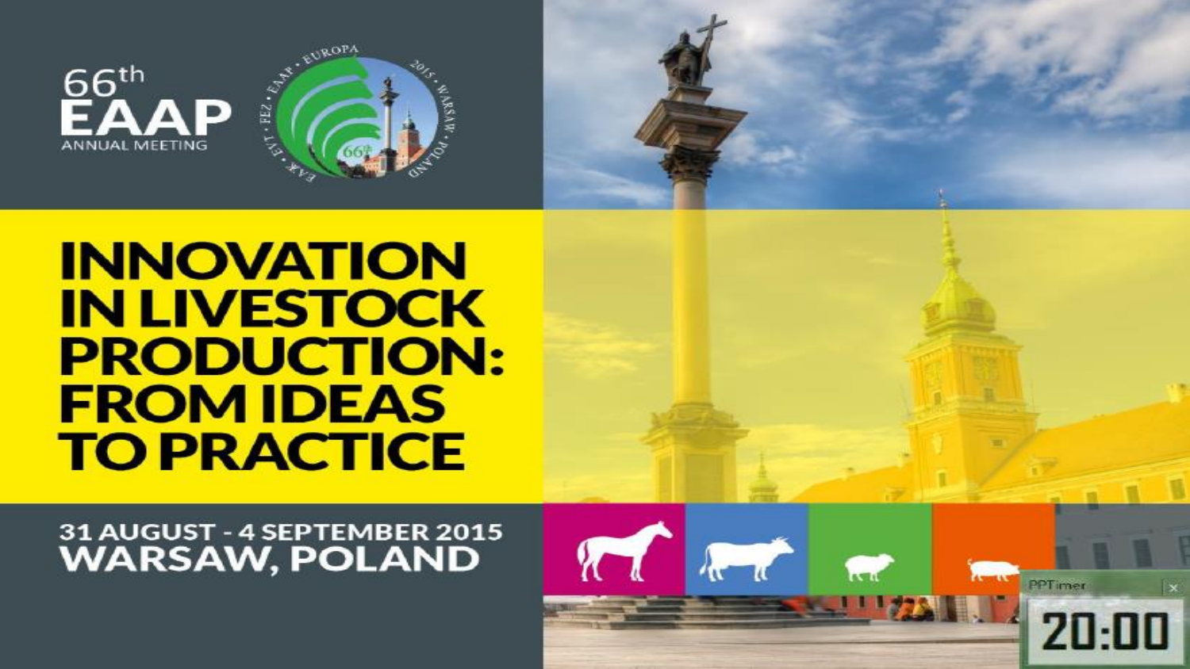66th
EAAP
ANNUAL MEETING

# INNOVATION IN LIVESTOCK PRODUCTION: FROM IDEAS TO PRACTICE

31 AUGUST - 4 SEPTEMBER 2015
WARSAW, POLAND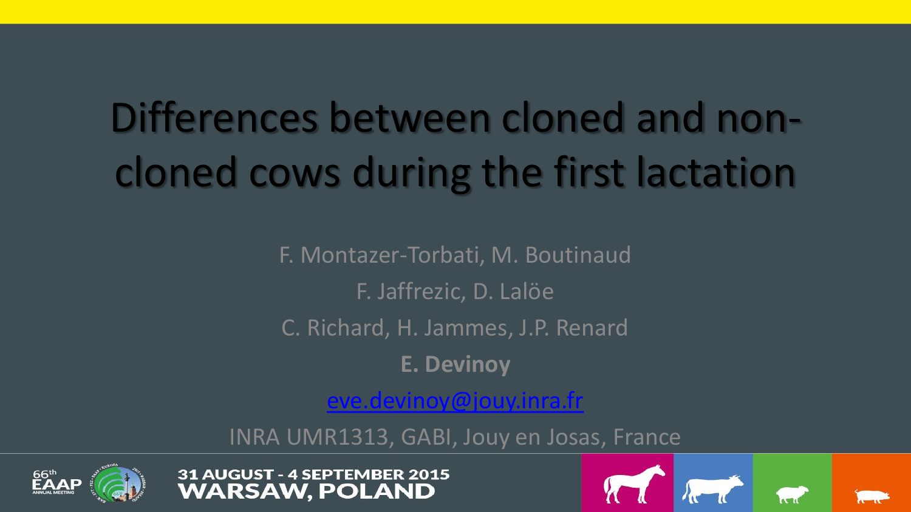# Differences between cloned and non-cloned cows during the first lactation

F. Montazer-Torbati, M. Boutinaud

F. Jaffrezic, D. Lalöe

C. Richard, H. Jammes, J.P. Renard

**E. Devinoy**

eve.devinoy@jouy.inra.fr

INRA UMR1313, GABI, Jouy en Josas, France

66th EAAP Annual Meeting

31 AUGUST - 4 SEPTEMBER 2015
WARSAW, POLAND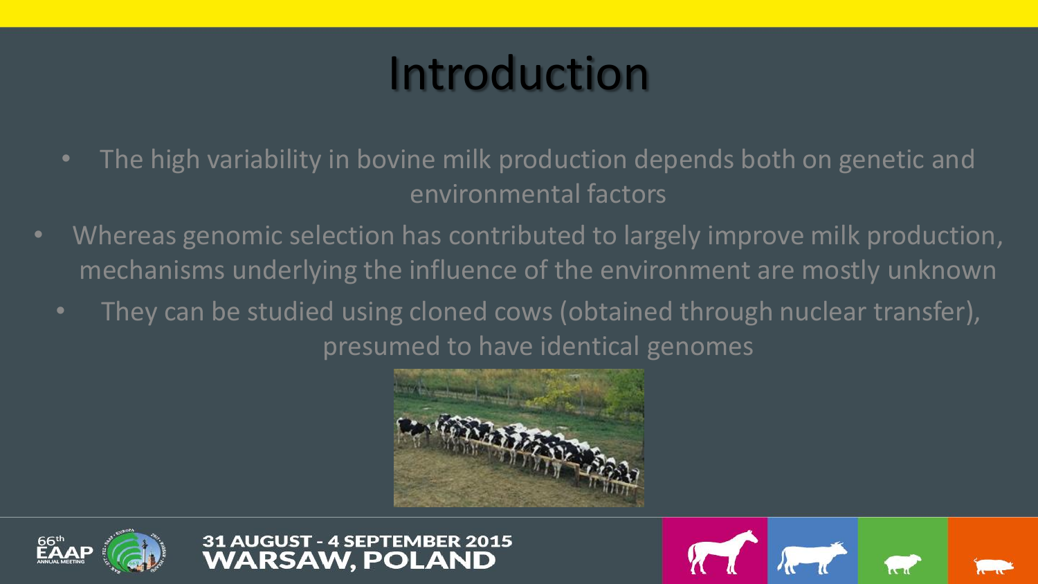# Introduction

- The high variability in bovine milk production depends both on genetic and environmental factors
- Whereas genomic selection has contributed to largely improve milk production, mechanisms underlying the influence of the environment are mostly unknown
- They can be studied using cloned cows (obtained through nuclear transfer), presumed to have identical genomes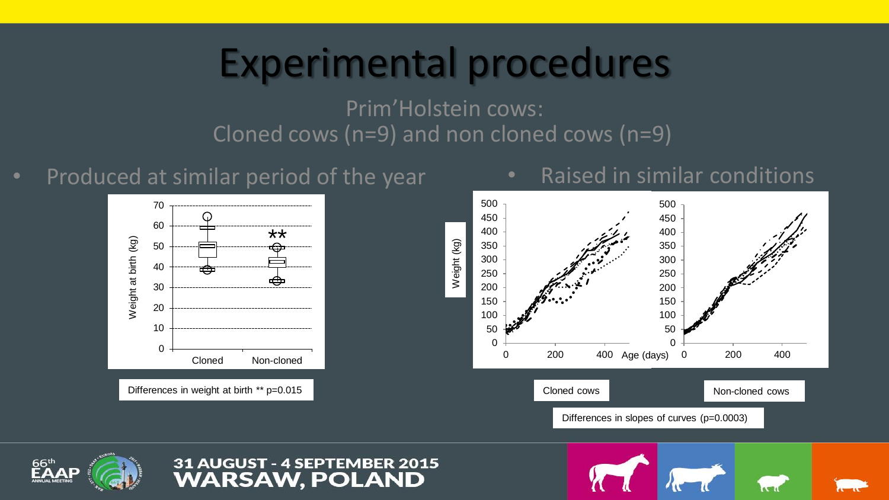# Experimental procedures

Prim'Holstein cows:
Cloned cows (n=9) and non cloned cows (n=9)

- Produced at similar period of the year
- Raised in similar conditions

Differences in weight at birth ** p=0.015

Cloned cows

Non-cloned cows

Differences in slopes of curves (p=0.0003)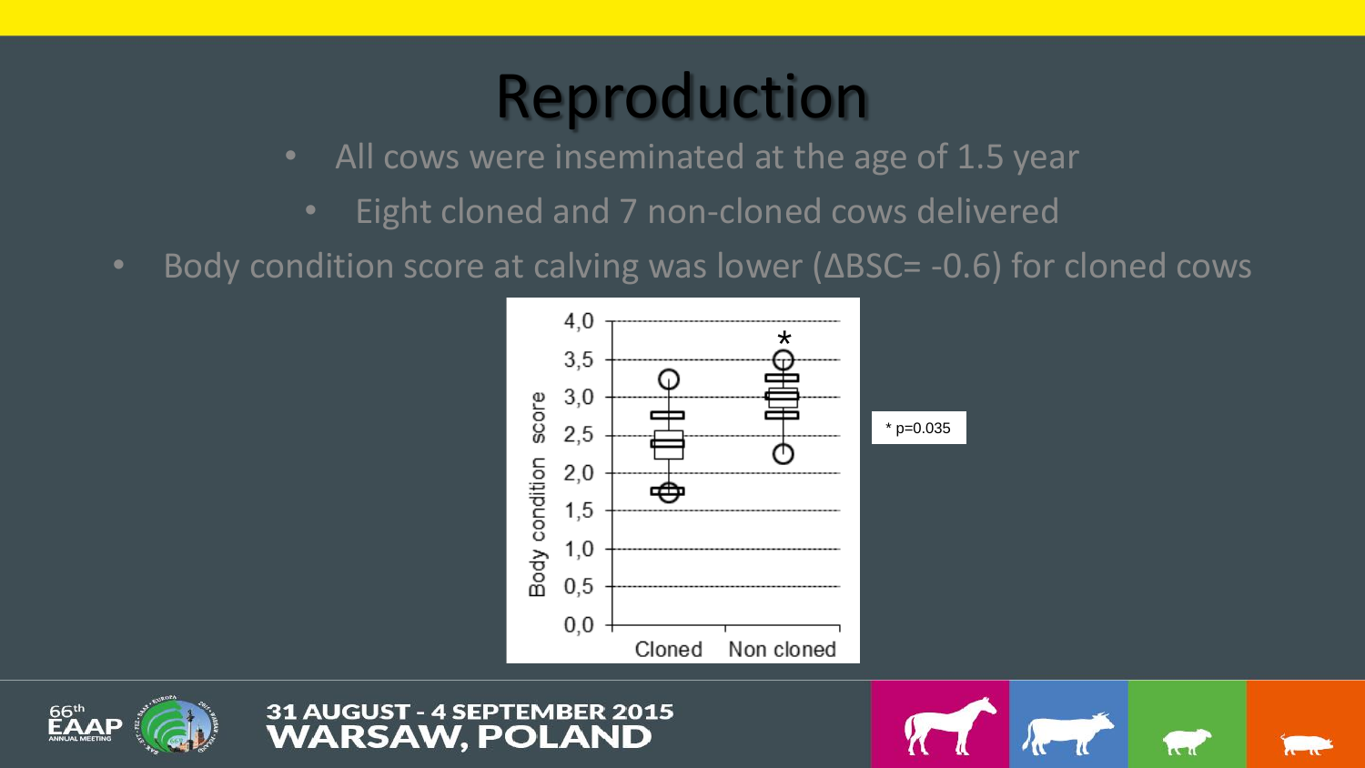# Reproduction

- All cows were inseminated at the age of 1.5 year
- Eight cloned and 7 non-cloned cows delivered
- Body condition score at calving was lower (ΔBSC= -0.6) for cloned cows

* p=0.035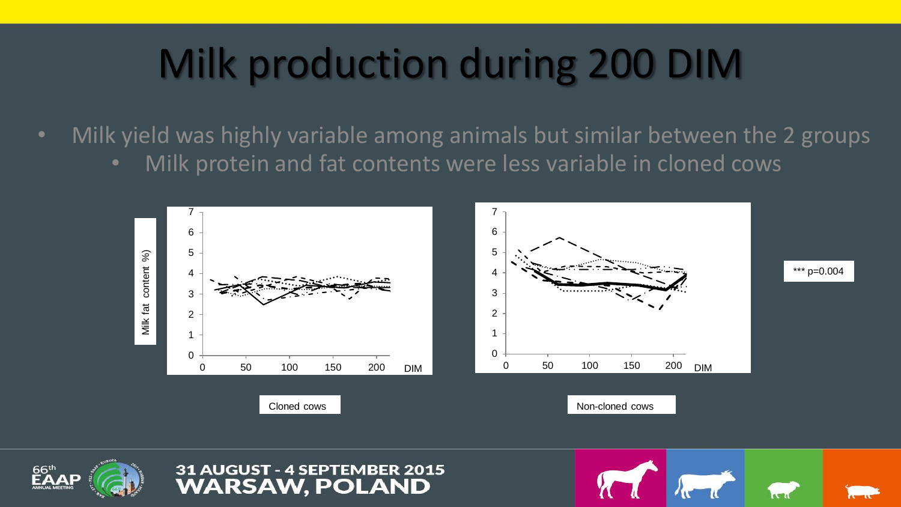# Milk production during 200 DIM

- Milk yield was highly variable among animals but similar between the 2 groups
  - Milk protein and fat contents were less variable in cloned cows

Milk fat content %)

Cloned cows

Non-cloned cows

*** p=0.004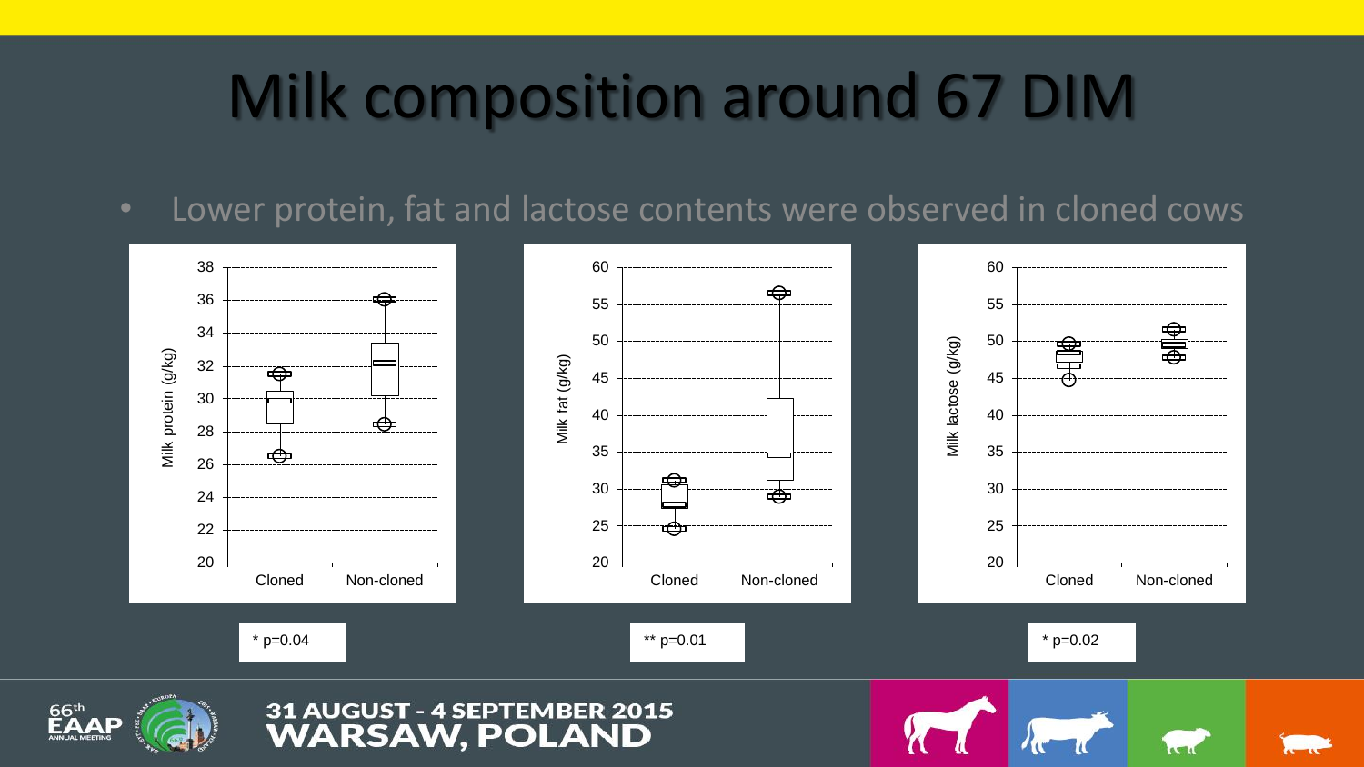# Milk composition around 67 DIM

- Lower protein, fat and lactose contents were observed in cloned cows

* p=0.04

** p=0.01

* p=0.02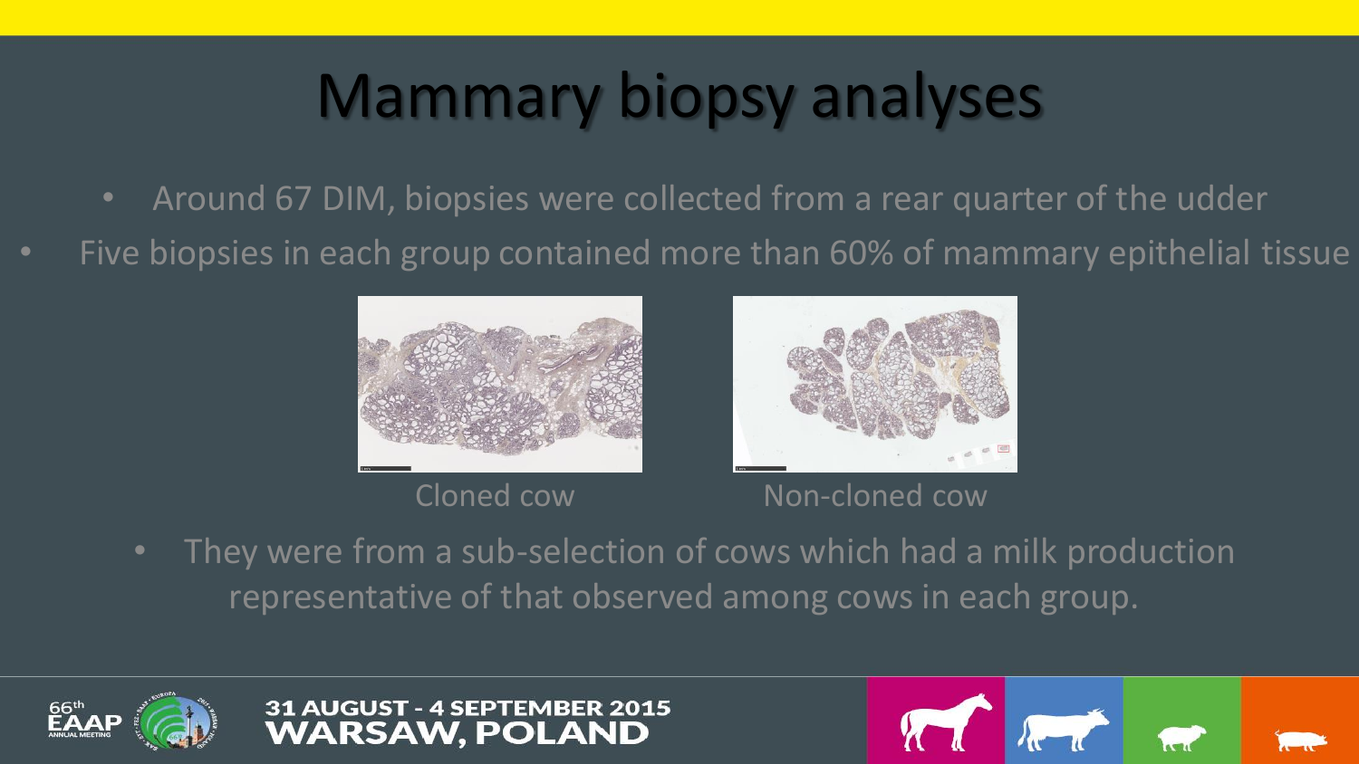# Mammary biopsy analyses

- Around 67 DIM, biopsies were collected from a rear quarter of the udder
- Five biopsies in each group contained more than 60% of mammary epithelial tissue

Cloned cow

Non-cloned cow

- They were from a sub-selection of cows which had a milk production representative of that observed among cows in each group.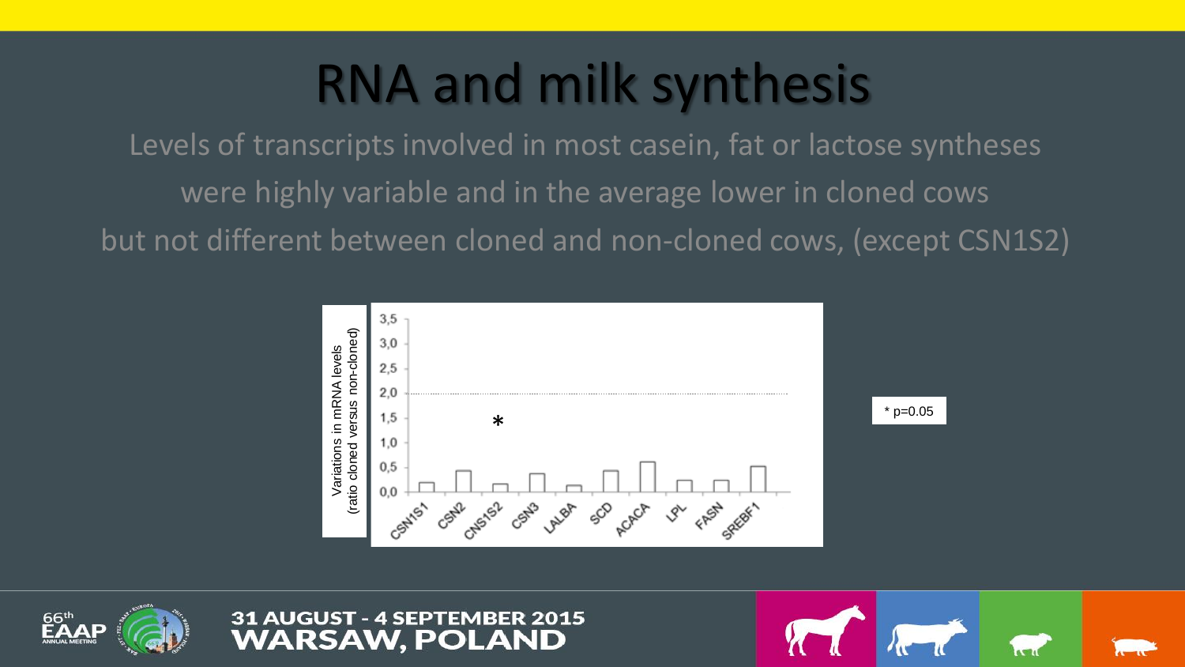# RNA and milk synthesis

Levels of transcripts involved in most casein, fat or lactose syntheses were highly variable and in the average lower in cloned cows but not different between cloned and non-cloned cows, (except CSN1S2)

Variations in mRNA levels (ratio cloned versus non-cloned)

3,5
3,0
2,5
2,0
1,5
1,0
0,5
0,0

CSN1S1 CSN2 CNS1S2 CSN3 LALBA SCD ACACA LPL FASN SREBF1

*

* p=0.05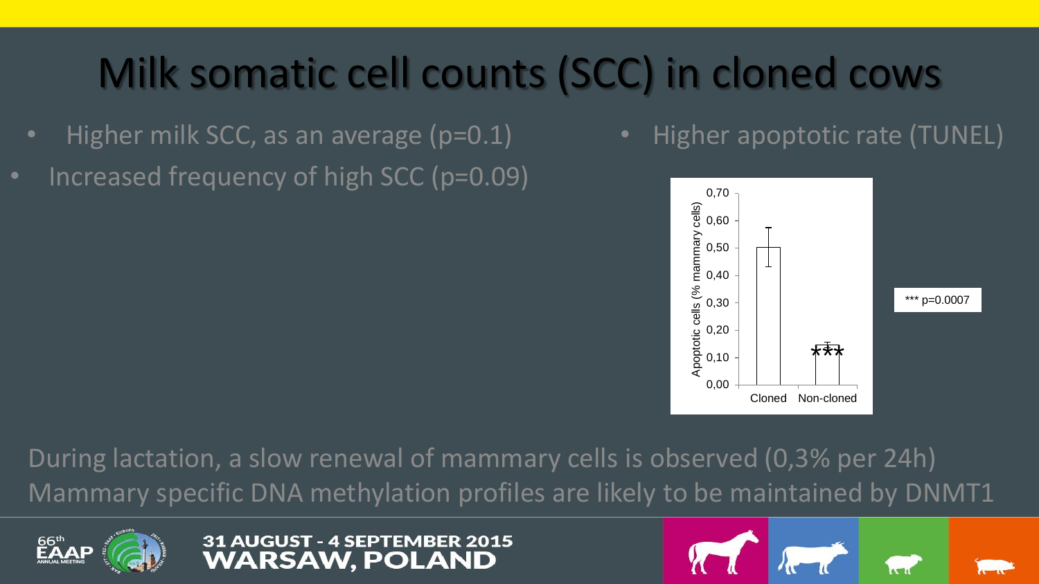# Milk somatic cell counts (SCC) in cloned cows

- Higher milk SCC, as an average (p=0.1)
- Increased frequency of high SCC (p=0.09)
- Higher apoptotic rate (TUNEL)

Apoptotic cells (% mammary cells)

| | Cloned | Non-cloned |
|---|---|---|
| Apoptotic cells (% mammary cells) | ~0,50 | ~0,14 *** |

*** p=0.0007

During lactation, a slow renewal of mammary cells is observed (0,3% per 24h)
Mammary specific DNA methylation profiles are likely to be maintained by DNMT1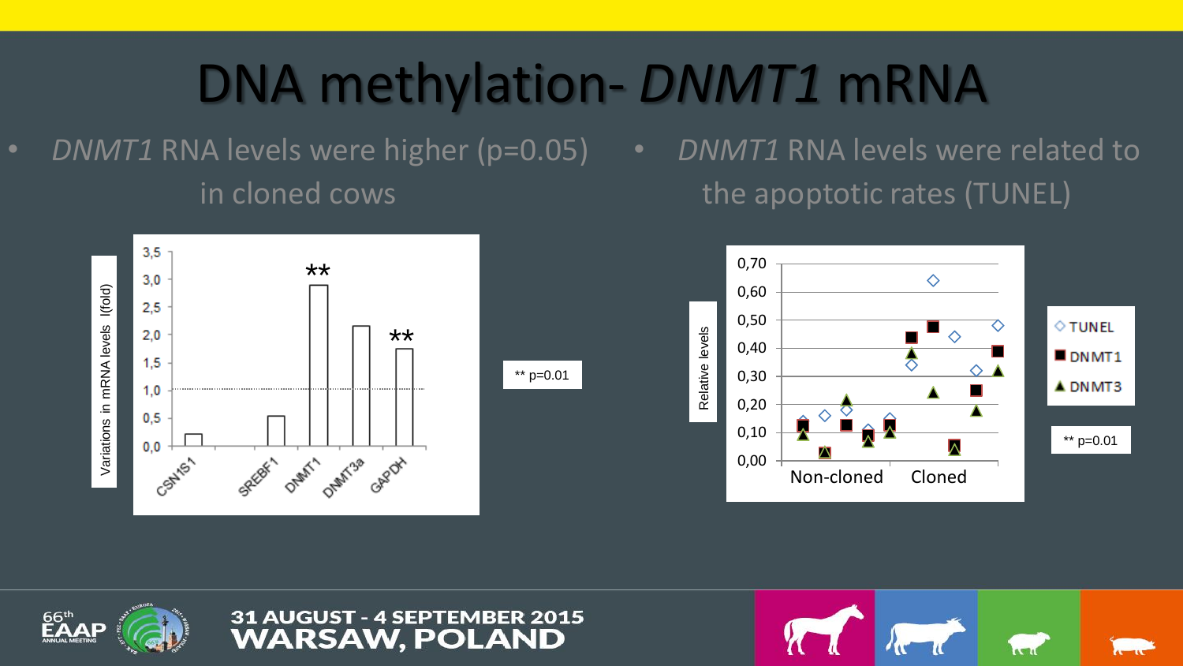# DNA methylation- *DNMT1* mRNA

- *DNMT1* RNA levels were higher ($p=0.05$) in cloned cows
- *DNMT1* RNA levels were related to the apoptotic rates (TUNEL)

Variations in mRNA levels I(fold)

3,5
3,0
2,5
2,0
1,5
1,0
0,5
0,0

CSN1S1 SREBF1 DNMT1 DNMT3a GAPDH

\*\*

\*\*

\*\* p=0.01

Relative levels

0,70
0,60
0,50
0,40
0,30
0,20
0,10
0,00

Non-cloned Cloned

◇ TUNEL
■ DNMT1
▲ DNMT3

\*\* p=0.01

31 AUGUST - 4 SEPTEMBER 2015
WARSAW, POLAND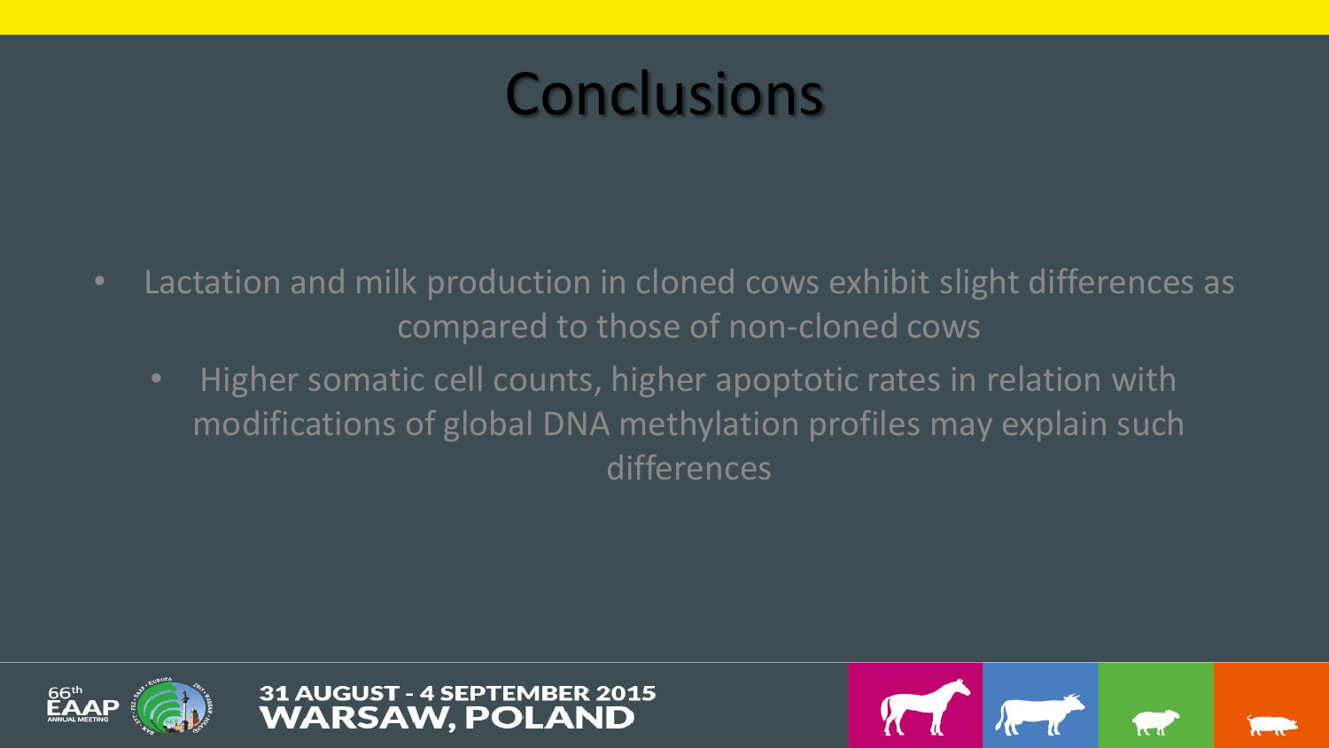# Conclusions

- Lactation and milk production in cloned cows exhibit slight differences as compared to those of non-cloned cows
  - Higher somatic cell counts, higher apoptotic rates in relation with modifications of global DNA methylation profiles may explain such differences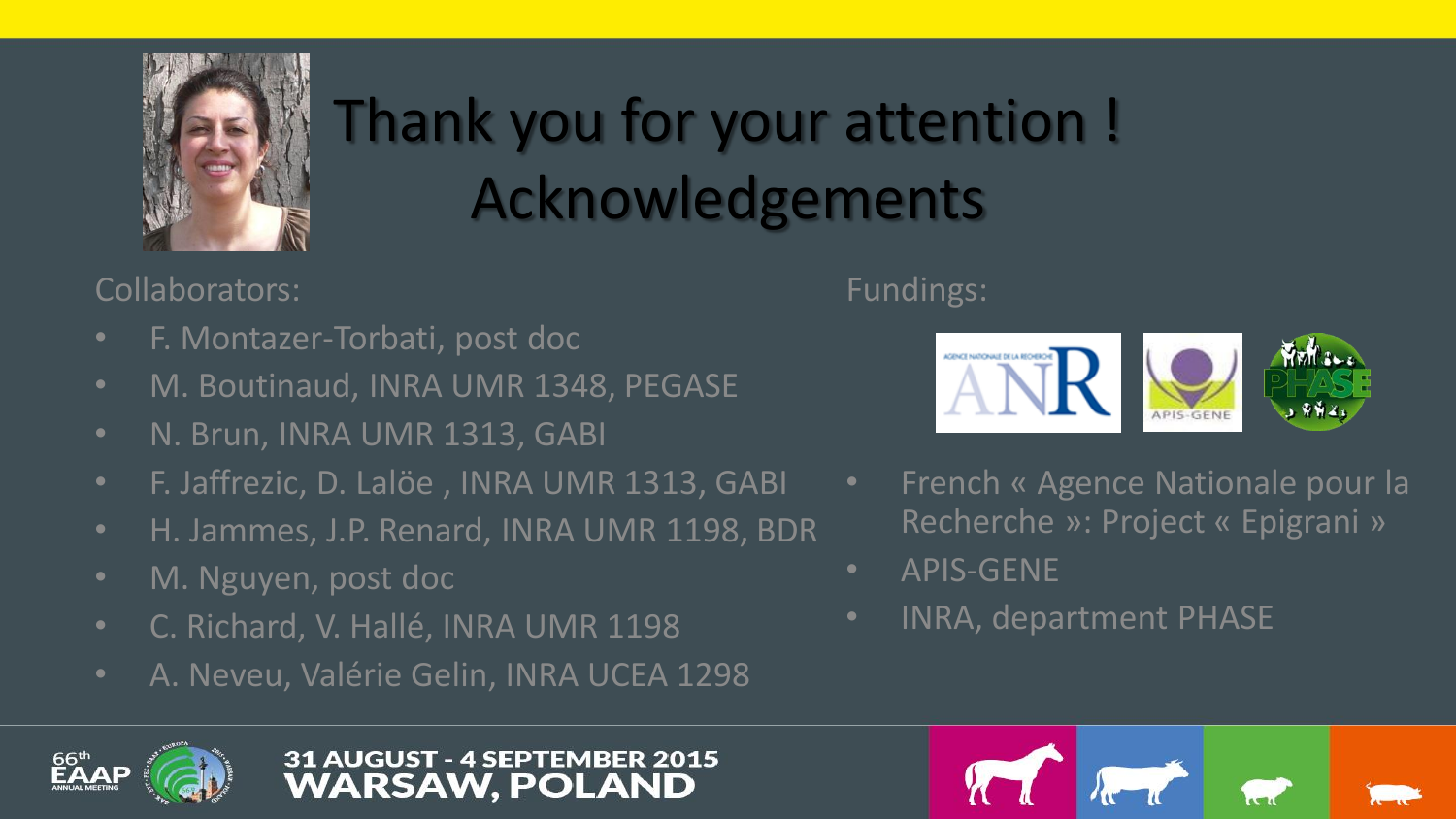# Thank you for your attention ! Acknowledgements

Collaborators:

- F. Montazer-Torbati, post doc
- M. Boutinaud, INRA UMR 1348, PEGASE
- N. Brun, INRA UMR 1313, GABI
- F. Jaffrezic, D. Lalöe , INRA UMR 1313, GABI
- H. Jammes, J.P. Renard, INRA UMR 1198, BDR
- M. Nguyen, post doc
- C. Richard, V. Hallé, INRA UMR 1198
- A. Neveu, Valérie Gelin, INRA UCEA 1298

Fundings:

- French « Agence Nationale pour la Recherche »: Project « Epigrani »
- APIS-GENE
- INRA, department PHASE